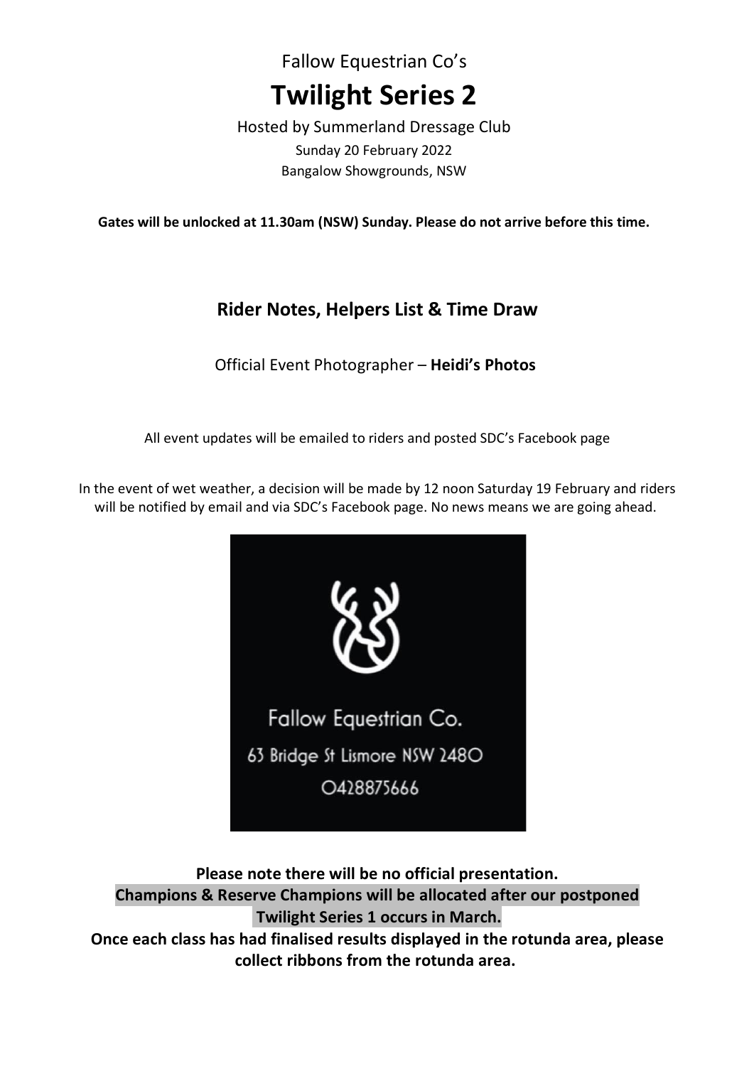Fallow Equestrian Co's

# Twilight Series 2

Hosted by Summerland Dressage Club

Sunday 20 February 2022

Bangalow Showgrounds, NSW

**Gates will be unlocked at 11.30am (NSW) Sunday. Please do not arrive before this time.**

## Rider Notes, Helpers List & Time Draw

Official Event Photographer – **Heidi's Photos**

All event updates will be emailed to riders and posted SDC's Facebook page

In the event of wet weather, a decision will be made by 12 noon Saturday 19 February and riders will be notified by email and via SDC's Facebook page. No news means we are going ahead.

Fallow Equestrian Co.

63 Bridge St Lismore NSW 2480

0428875666

**Please note there will be no official presentation.**

**Champions & Reserve Champions will be allocated after our postponed Twilight Series 1 occurs in March.**

**Once each class has had finalised results displayed in the rotunda area, please collect ribbons from the rotunda area.**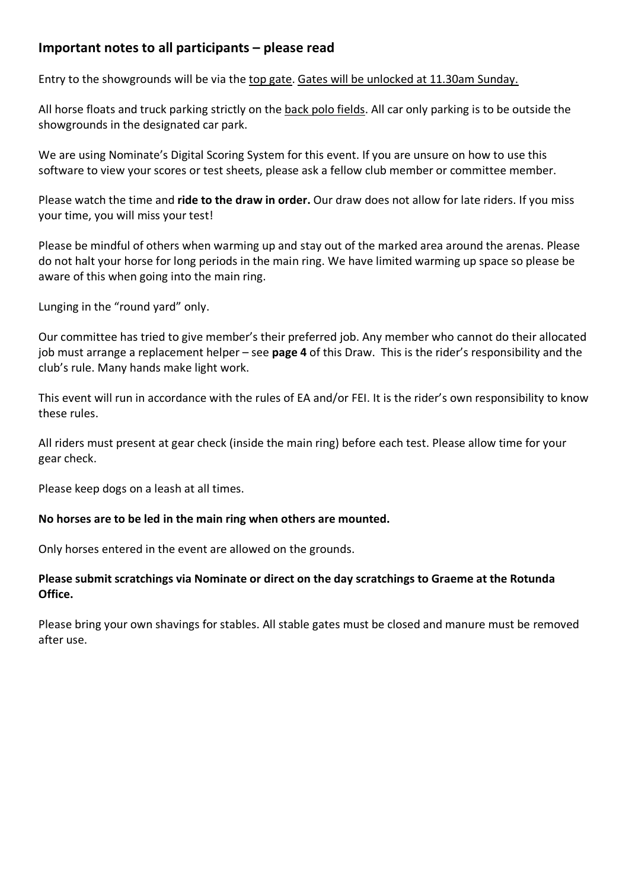## Important notes to all participants – please read

Entry to the showgrounds will be via the top gate. Gates will be unlocked at 11.30am Sunday.

All horse floats and truck parking strictly on the back polo fields. All car only parking is to be outside the showgrounds in the designated car park.

We are using Nominate's Digital Scoring System for this event. If you are unsure on how to use this software to view your scores or test sheets, please ask a fellow club member or committee member.

Please watch the time and **ride to the draw in order.** Our draw does not allow for late riders. If you miss your time, you will miss your test!

Please be mindful of others when warming up and stay out of the marked area around the arenas. Please do not halt your horse for long periods in the main ring. We have limited warming up space so please be aware of this when going into the main ring.

Lunging in the "round yard" only.

Our committee has tried to give member's their preferred job. Any member who cannot do their allocated job must arrange a replacement helper – see **page 4** of this Draw. This is the rider's responsibility and the club's rule. Many hands make light work.

This event will run in accordance with the rules of EA and/or FEI. It is the rider's own responsibility to know these rules.

All riders must present at gear check (inside the main ring) before each test. Please allow time for your gear check.

Please keep dogs on a leash at all times.

**No horses are to be led in the main ring when others are mounted.**

Only horses entered in the event are allowed on the grounds.

**Please submit scratchings via Nominate or direct on the day scratchings to Graeme at the Rotunda Office.**

Please bring your own shavings for stables. All stable gates must be closed and manure must be removed after use.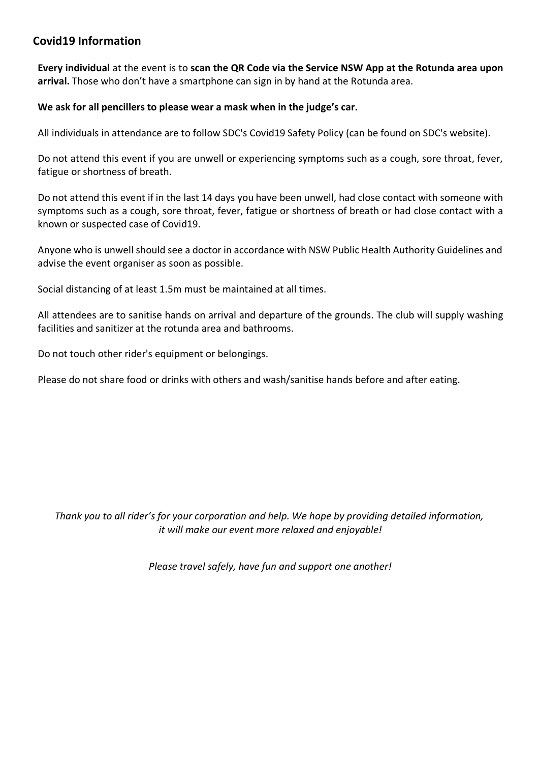## Covid19 Information

**Every individual** at the event is to **scan the QR Code via the Service NSW App at the Rotunda area upon arrival.** Those who don't have a smartphone can sign in by hand at the Rotunda area.

**We ask for all pencillers to please wear a mask when in the judge's car.**

All individuals in attendance are to follow SDC's Covid19 Safety Policy (can be found on SDC's website).

Do not attend this event if you are unwell or experiencing symptoms such as a cough, sore throat, fever, fatigue or shortness of breath.

Do not attend this event if in the last 14 days you have been unwell, had close contact with someone with symptoms such as a cough, sore throat, fever, fatigue or shortness of breath or had close contact with a known or suspected case of Covid19.

Anyone who is unwell should see a doctor in accordance with NSW Public Health Authority Guidelines and advise the event organiser as soon as possible.

Social distancing of at least 1.5m must be maintained at all times.

All attendees are to sanitise hands on arrival and departure of the grounds. The club will supply washing facilities and sanitizer at the rotunda area and bathrooms.

Do not touch other rider's equipment or belongings.

Please do not share food or drinks with others and wash/sanitise hands before and after eating.

*Thank you to all rider's for your corporation and help. We hope by providing detailed information, it will make our event more relaxed and enjoyable!*

*Please travel safely, have fun and support one another!*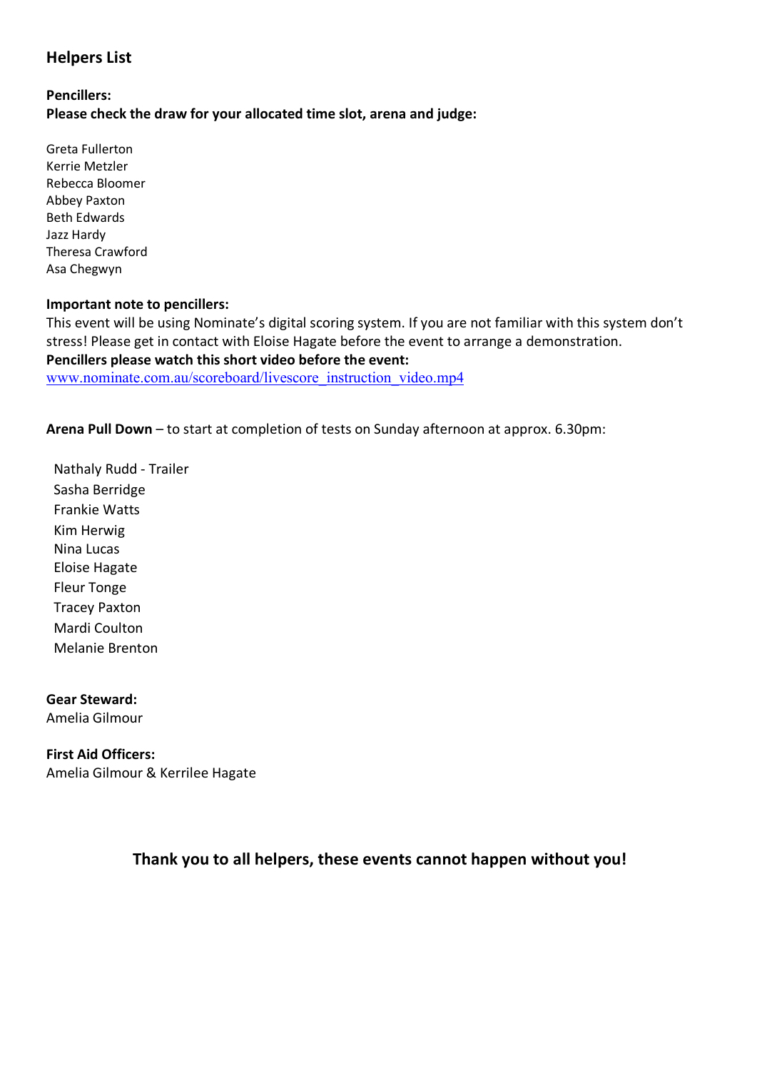## Helpers List

**Pencillers:**
**Please check the draw for your allocated time slot, arena and judge:**

Greta Fullerton
Kerrie Metzler
Rebecca Bloomer
Abbey Paxton
Beth Edwards
Jazz Hardy
Theresa Crawford
Asa Chegwyn

**Important note to pencillers:**
This event will be using Nominate's digital scoring system. If you are not familiar with this system don't stress! Please get in contact with Eloise Hagate before the event to arrange a demonstration.
**Pencillers please watch this short video before the event:**
www.nominate.com.au/scoreboard/livescore_instruction_video.mp4

**Arena Pull Down** – to start at completion of tests on Sunday afternoon at approx. 6.30pm:

Nathaly Rudd - Trailer
Sasha Berridge
Frankie Watts
Kim Herwig
Nina Lucas
Eloise Hagate
Fleur Tonge
Tracey Paxton
Mardi Coulton
Melanie Brenton

**Gear Steward:**
Amelia Gilmour

**First Aid Officers:**
Amelia Gilmour & Kerrilee Hagate

**Thank you to all helpers, these events cannot happen without you!**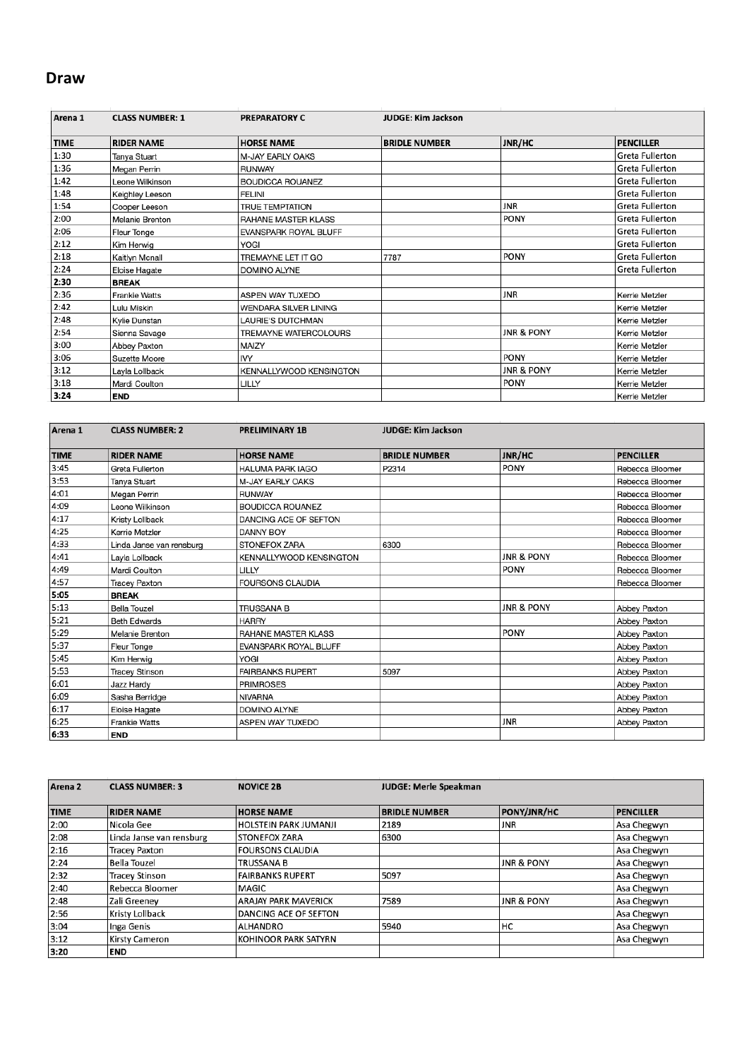## Draw

| Arena 1 | CLASS NUMBER: 1 | PREPARATORY C | JUDGE: Kim Jackson | | |
|---|---|---|---|---|---|
| **TIME** | **RIDER NAME** | **HORSE NAME** | **BRIDLE NUMBER** | **JNR/HC** | **PENCILLER** |
| 1:30 | Tanya Stuart | M-JAY EARLY OAKS | | | Greta Fullerton |
| 1:36 | Megan Perrin | RUNWAY | | | Greta Fullerton |
| 1:42 | Leone Wilkinson | BOUDICCA ROUANEZ | | | Greta Fullerton |
| 1:48 | Keighley Leeson | FELINI | | | Greta Fullerton |
| 1:54 | Cooper Leeson | TRUE TEMPTATION | | JNR | Greta Fullerton |
| 2:00 | Melanie Brenton | RAHANE MASTER KLASS | | PONY | Greta Fullerton |
| 2:06 | Fleur Tonge | EVANSPARK ROYAL BLUFF | | | Greta Fullerton |
| 2:12 | Kim Herwig | YOGI | | | Greta Fullerton |
| 2:18 | Kaitlyn Mcnall | TREMAYNE LET IT GO | 7787 | PONY | Greta Fullerton |
| 2:24 | Eloise Hagate | DOMINO ALYNE | | | Greta Fullerton |
| **2:30** | **BREAK** | | | | |
| 2:36 | Frankie Watts | ASPEN WAY TUXEDO | | JNR | Kerrie Metzler |
| 2:42 | Lulu Miskin | WENDARA SILVER LINING | | | Kerrie Metzler |
| 2:48 | Kylie Dunstan | LAURIE'S DUTCHMAN | | | Kerrie Metzler |
| 2:54 | Sienna Savage | TREMAYNE WATERCOLOURS | | JNR & PONY | Kerrie Metzler |
| 3:00 | Abbey Paxton | MAIZY | | | Kerrie Metzler |
| 3:06 | Suzette Moore | IVY | | PONY | Kerrie Metzler |
| 3:12 | Layla Lollback | KENNALLYWOOD KENSINGTON | | JNR & PONY | Kerrie Metzler |
| 3:18 | Mardi Coulton | LILLY | | PONY | Kerrie Metzler |
| **3:24** | **END** | | | | Kerrie Metzler |

| Arena 1 | CLASS NUMBER: 2 | PRELIMINARY 1B | JUDGE: Kim Jackson | | |
|---|---|---|---|---|---|
| **TIME** | **RIDER NAME** | **HORSE NAME** | **BRIDLE NUMBER** | **JNR/HC** | **PENCILLER** |
| 3:45 | Greta Fullerton | HALUMA PARK IAGO | P2314 | PONY | Rebecca Bloomer |
| 3:53 | Tanya Stuart | M-JAY EARLY OAKS | | | Rebecca Bloomer |
| 4:01 | Megan Perrin | RUNWAY | | | Rebecca Bloomer |
| 4:09 | Leone Wilkinson | BOUDICCA ROUANEZ | | | Rebecca Bloomer |
| 4:17 | Kristy Lollback | DANCING ACE OF SEFTON | | | Rebecca Bloomer |
| 4:25 | Kerrie Metzler | DANNY BOY | | | Rebecca Bloomer |
| 4:33 | Linda Janse van rensburg | STONEFOX ZARA | 6300 | | Rebecca Bloomer |
| 4:41 | Layla Lollback | KENNALLYWOOD KENSINGTON | | JNR & PONY | Rebecca Bloomer |
| 4:49 | Mardi Coulton | LILLY | | PONY | Rebecca Bloomer |
| 4:57 | Tracey Paxton | FOURSONS CLAUDIA | | | Rebecca Bloomer |
| **5:05** | **BREAK** | | | | |
| 5:13 | Bella Touzel | TRUSSANA B | | JNR & PONY | Abbey Paxton |
| 5:21 | Beth Edwards | HARRY | | | Abbey Paxton |
| 5:29 | Melanie Brenton | RAHANE MASTER KLASS | | PONY | Abbey Paxton |
| 5:37 | Fleur Tonge | EVANSPARK ROYAL BLUFF | | | Abbey Paxton |
| 5:45 | Kim Herwig | YOGI | | | Abbey Paxton |
| 5:53 | Tracey Stinson | FAIRBANKS RUPERT | 5097 | | Abbey Paxton |
| 6:01 | Jazz Hardy | PRIMROSES | | | Abbey Paxton |
| 6:09 | Sasha Berridge | NIVARNA | | | Abbey Paxton |
| 6:17 | Eloise Hagate | DOMINO ALYNE | | | Abbey Paxton |
| 6:25 | Frankie Watts | ASPEN WAY TUXEDO | | JNR | Abbey Paxton |
| **6:33** | **END** | | | | |

| Arena 2 | CLASS NUMBER: 3 | NOVICE 2B | JUDGE: Merle Speakman | | |
|---|---|---|---|---|---|
| **TIME** | **RIDER NAME** | **HORSE NAME** | **BRIDLE NUMBER** | **PONY/JNR/HC** | **PENCILLER** |
| 2:00 | Nicola Gee | HOLSTEIN PARK JUMANJI | 2189 | JNR | Asa Chegwyn |
| 2:08 | Linda Janse van rensburg | STONEFOX ZARA | 6300 | | Asa Chegwyn |
| 2:16 | Tracey Paxton | FOURSONS CLAUDIA | | | Asa Chegwyn |
| 2:24 | Bella Touzel | TRUSSANA B | | JNR & PONY | Asa Chegwyn |
| 2:32 | Tracey Stinson | FAIRBANKS RUPERT | 5097 | | Asa Chegwyn |
| 2:40 | Rebecca Bloomer | MAGIC | | | Asa Chegwyn |
| 2:48 | Zali Greeney | ARAJAY PARK MAVERICK | 7589 | JNR & PONY | Asa Chegwyn |
| 2:56 | Kristy Lollback | DANCING ACE OF SEFTON | | | Asa Chegwyn |
| 3:04 | Inga Genis | ALHANDRO | 5940 | HC | Asa Chegwyn |
| 3:12 | Kirsty Cameron | KOHINOOR PARK SATYRN | | | Asa Chegwyn |
| **3:20** | **END** | | | | |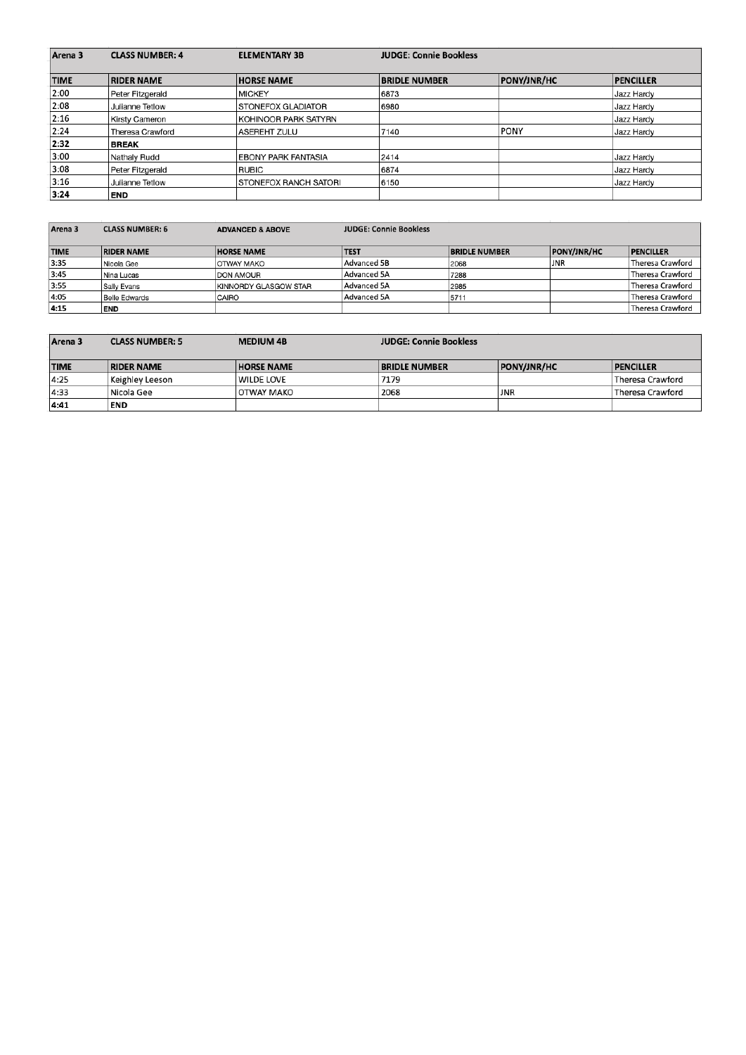| Arena 3 | CLASS NUMBER: 4 | ELEMENTARY 3B | JUDGE: Connie Bookless | | |
|---|---|---|---|---|---|
| **TIME** | **RIDER NAME** | **HORSE NAME** | **BRIDLE NUMBER** | **PONY/JNR/HC** | **PENCILLER** |
| 2:00 | Peter Fitzgerald | MICKEY | 6873 | | Jazz Hardy |
| 2:08 | Julianne Tetlow | STONEFOX GLADIATOR | 6980 | | Jazz Hardy |
| 2:16 | Kirsty Cameron | KOHINOOR PARK SATYRN | | | Jazz Hardy |
| 2:24 | Theresa Crawford | ASEREHT ZULU | 7140 | PONY | Jazz Hardy |
| **2:32** | **BREAK** | | | | |
| 3:00 | Nathaly Rudd | EBONY PARK FANTASIA | 2414 | | Jazz Hardy |
| 3:08 | Peter Fitzgerald | RUBIC | 6874 | | Jazz Hardy |
| 3:16 | Julianne Tetlow | STONEFOX RANCH SATORI | 6150 | | Jazz Hardy |
| **3:24** | **END** | | | | |

| Arena 3 | CLASS NUMBER: 6 | ADVANCED & ABOVE | JUDGE: Connie Bookless | | | |
|---|---|---|---|---|---|---|
| **TIME** | **RIDER NAME** | **HORSE NAME** | **TEST** | **BRIDLE NUMBER** | **PONY/JNR/HC** | **PENCILLER** |
| 3:35 | Nicola Gee | OTWAY MAKO | Advanced 5B | 2068 | JNR | Theresa Crawford |
| 3:45 | Nina Lucas | DON AMOUR | Advanced 5A | 7288 | | Theresa Crawford |
| 3:55 | Sally Evans | KINNORDY GLASGOW STAR | Advanced 5A | 2985 | | Theresa Crawford |
| 4:05 | Belle Edwards | CAIRO | Advanced 5A | 5711 | | Theresa Crawford |
| **4:15** | **END** | | | | | Theresa Crawford |

| Arena 3 | CLASS NUMBER: 5 | MEDIUM 4B | JUDGE: Connie Bookless | | |
|---|---|---|---|---|---|
| **TIME** | **RIDER NAME** | **HORSE NAME** | **BRIDLE NUMBER** | **PONY/JNR/HC** | **PENCILLER** |
| 4:25 | Keighley Leeson | WILDE LOVE | 7179 | | Theresa Crawford |
| 4:33 | Nicola Gee | OTWAY MAKO | 2068 | JNR | Theresa Crawford |
| **4:41** | **END** | | | | |